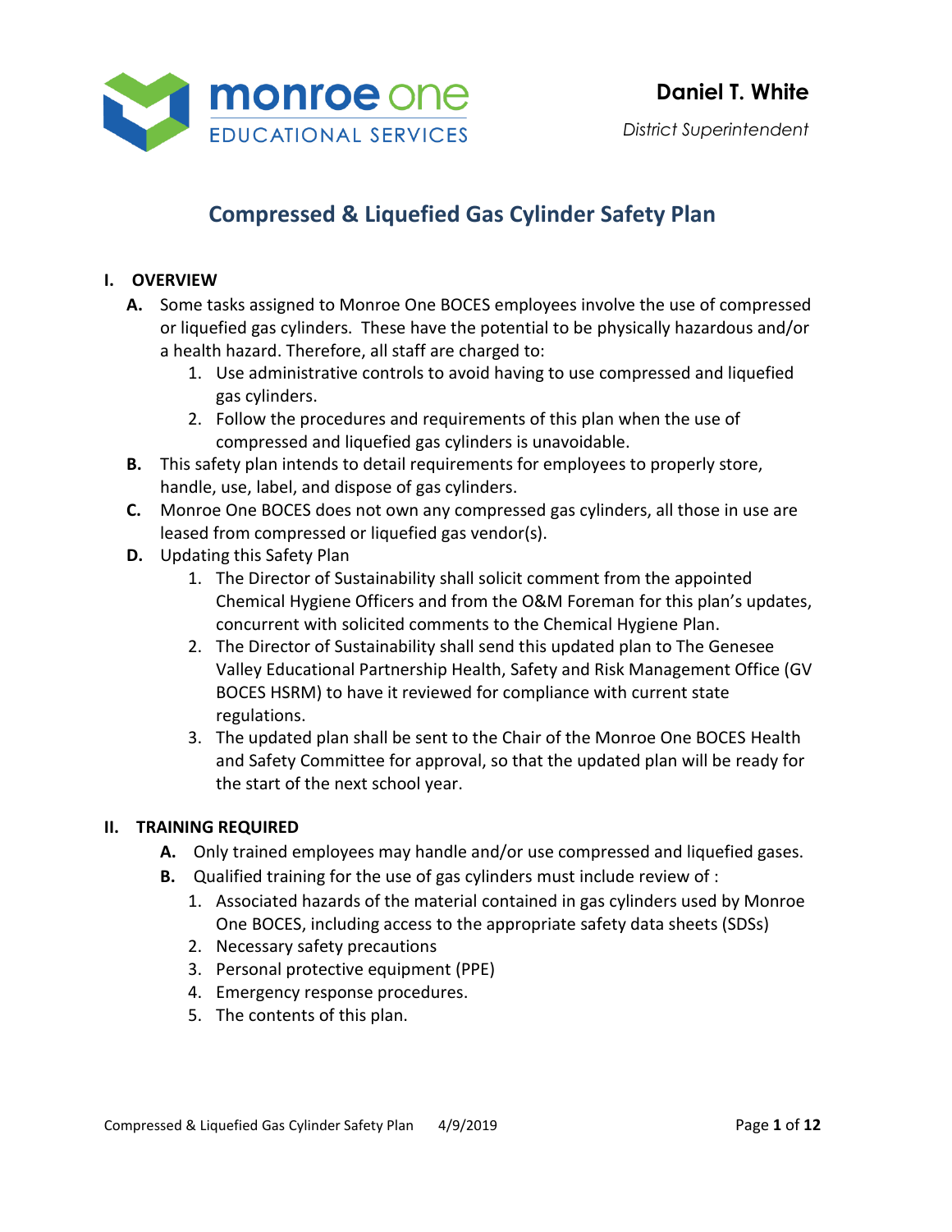monroe one
EDUCATIONAL SERVICES

**Daniel T. White**
*District Superintendent*

# Compressed & Liquefied Gas Cylinder Safety Plan

## I. OVERVIEW

**A.** Some tasks assigned to Monroe One BOCES employees involve the use of compressed or liquefied gas cylinders. These have the potential to be physically hazardous and/or a health hazard. Therefore, all staff are charged to:

1. Use administrative controls to avoid having to use compressed and liquefied gas cylinders.
2. Follow the procedures and requirements of this plan when the use of compressed and liquefied gas cylinders is unavoidable.

**B.** This safety plan intends to detail requirements for employees to properly store, handle, use, label, and dispose of gas cylinders.

**C.** Monroe One BOCES does not own any compressed gas cylinders, all those in use are leased from compressed or liquefied gas vendor(s).

**D.** Updating this Safety Plan

1. The Director of Sustainability shall solicit comment from the appointed Chemical Hygiene Officers and from the O&M Foreman for this plan's updates, concurrent with solicited comments to the Chemical Hygiene Plan.
2. The Director of Sustainability shall send this updated plan to The Genesee Valley Educational Partnership Health, Safety and Risk Management Office (GV BOCES HSRM) to have it reviewed for compliance with current state regulations.
3. The updated plan shall be sent to the Chair of the Monroe One BOCES Health and Safety Committee for approval, so that the updated plan will be ready for the start of the next school year.

## II. TRAINING REQUIRED

**A.** Only trained employees may handle and/or use compressed and liquefied gases.

**B.** Qualified training for the use of gas cylinders must include review of :

1. Associated hazards of the material contained in gas cylinders used by Monroe One BOCES, including access to the appropriate safety data sheets (SDSs)
2. Necessary safety precautions
3. Personal protective equipment (PPE)
4. Emergency response procedures.
5. The contents of this plan.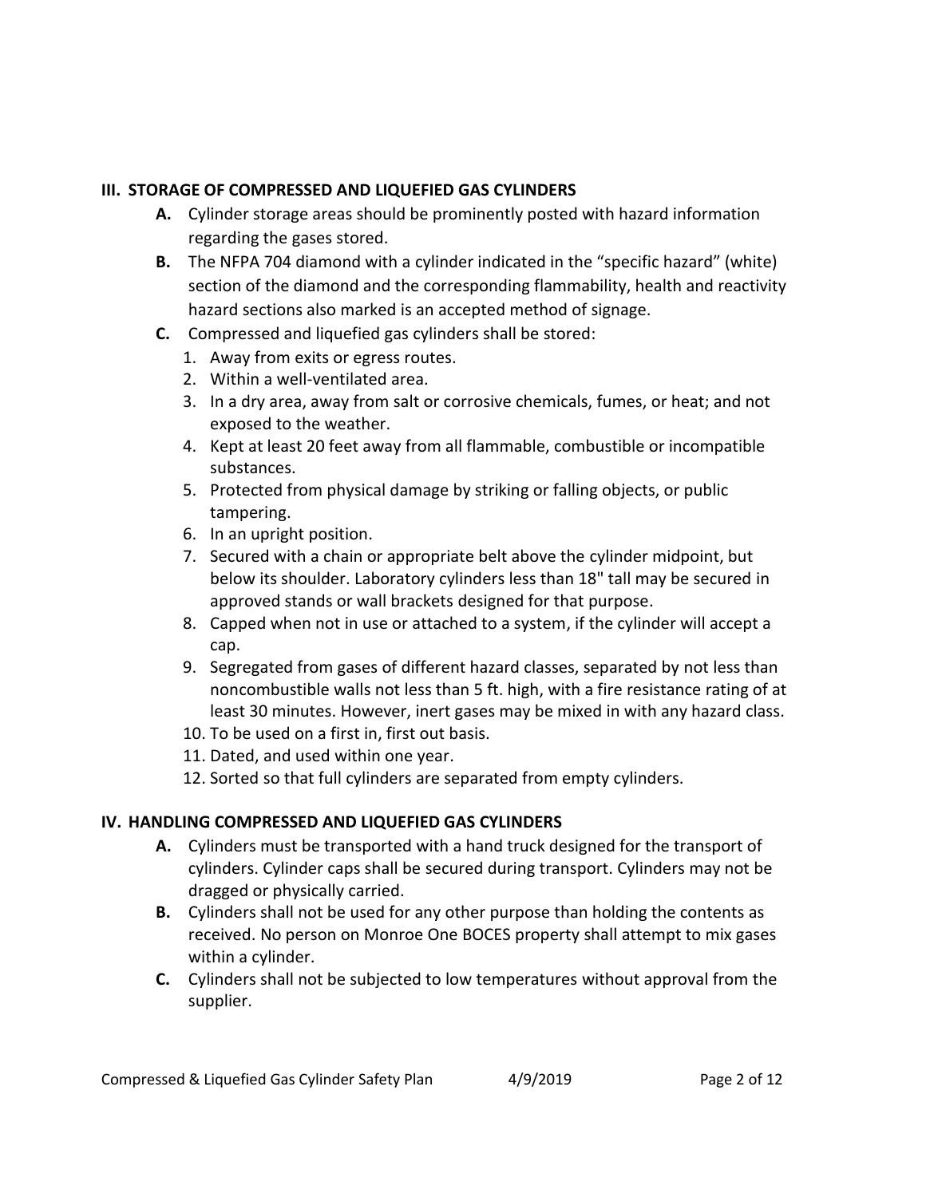## III. STORAGE OF COMPRESSED AND LIQUEFIED GAS CYLINDERS

**A.** Cylinder storage areas should be prominently posted with hazard information regarding the gases stored.

**B.** The NFPA 704 diamond with a cylinder indicated in the "specific hazard" (white) section of the diamond and the corresponding flammability, health and reactivity hazard sections also marked is an accepted method of signage.

**C.** Compressed and liquefied gas cylinders shall be stored:

1. Away from exits or egress routes.
2. Within a well-ventilated area.
3. In a dry area, away from salt or corrosive chemicals, fumes, or heat; and not exposed to the weather.
4. Kept at least 20 feet away from all flammable, combustible or incompatible substances.
5. Protected from physical damage by striking or falling objects, or public tampering.
6. In an upright position.
7. Secured with a chain or appropriate belt above the cylinder midpoint, but below its shoulder. Laboratory cylinders less than 18" tall may be secured in approved stands or wall brackets designed for that purpose.
8. Capped when not in use or attached to a system, if the cylinder will accept a cap.
9. Segregated from gases of different hazard classes, separated by not less than noncombustible walls not less than 5 ft. high, with a fire resistance rating of at least 30 minutes. However, inert gases may be mixed in with any hazard class.
10. To be used on a first in, first out basis.
11. Dated, and used within one year.
12. Sorted so that full cylinders are separated from empty cylinders.

## IV. HANDLING COMPRESSED AND LIQUEFIED GAS CYLINDERS

**A.** Cylinders must be transported with a hand truck designed for the transport of cylinders. Cylinder caps shall be secured during transport. Cylinders may not be dragged or physically carried.

**B.** Cylinders shall not be used for any other purpose than holding the contents as received. No person on Monroe One BOCES property shall attempt to mix gases within a cylinder.

**C.** Cylinders shall not be subjected to low temperatures without approval from the supplier.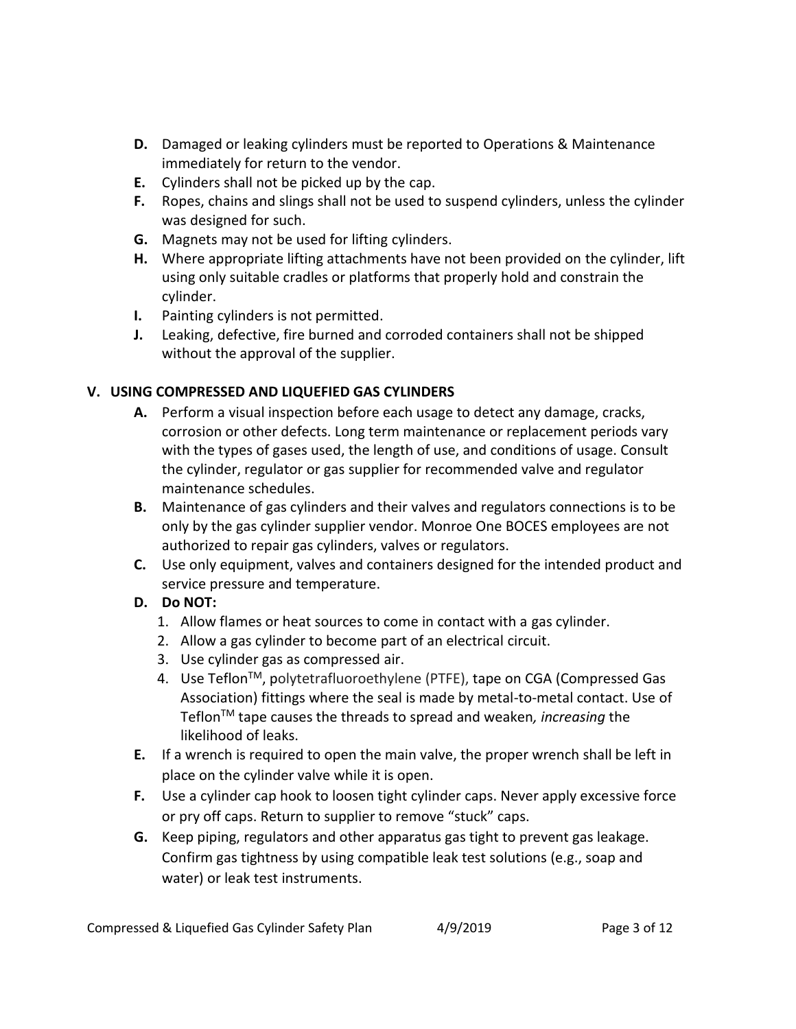- **D.** Damaged or leaking cylinders must be reported to Operations & Maintenance immediately for return to the vendor.
- **E.** Cylinders shall not be picked up by the cap.
- **F.** Ropes, chains and slings shall not be used to suspend cylinders, unless the cylinder was designed for such.
- **G.** Magnets may not be used for lifting cylinders.
- **H.** Where appropriate lifting attachments have not been provided on the cylinder, lift using only suitable cradles or platforms that properly hold and constrain the cylinder.
- **I.** Painting cylinders is not permitted.
- **J.** Leaking, defective, fire burned and corroded containers shall not be shipped without the approval of the supplier.

## V. USING COMPRESSED AND LIQUEFIED GAS CYLINDERS

- **A.** Perform a visual inspection before each usage to detect any damage, cracks, corrosion or other defects. Long term maintenance or replacement periods vary with the types of gases used, the length of use, and conditions of usage. Consult the cylinder, regulator or gas supplier for recommended valve and regulator maintenance schedules.
- **B.** Maintenance of gas cylinders and their valves and regulators connections is to be only by the gas cylinder supplier vendor. Monroe One BOCES employees are not authorized to repair gas cylinders, valves or regulators.
- **C.** Use only equipment, valves and containers designed for the intended product and service pressure and temperature.
- **D. Do NOT:**
  1. Allow flames or heat sources to come in contact with a gas cylinder.
  2. Allow a gas cylinder to become part of an electrical circuit.
  3. Use cylinder gas as compressed air.
  4. Use Teflon™, polytetrafluoroethylene (PTFE), tape on CGA (Compressed Gas Association) fittings where the seal is made by metal-to-metal contact. Use of Teflon™ tape causes the threads to spread and weaken*, increasing* the likelihood of leaks.
- **E.** If a wrench is required to open the main valve, the proper wrench shall be left in place on the cylinder valve while it is open.
- **F.** Use a cylinder cap hook to loosen tight cylinder caps. Never apply excessive force or pry off caps. Return to supplier to remove "stuck" caps.
- **G.** Keep piping, regulators and other apparatus gas tight to prevent gas leakage. Confirm gas tightness by using compatible leak test solutions (e.g., soap and water) or leak test instruments.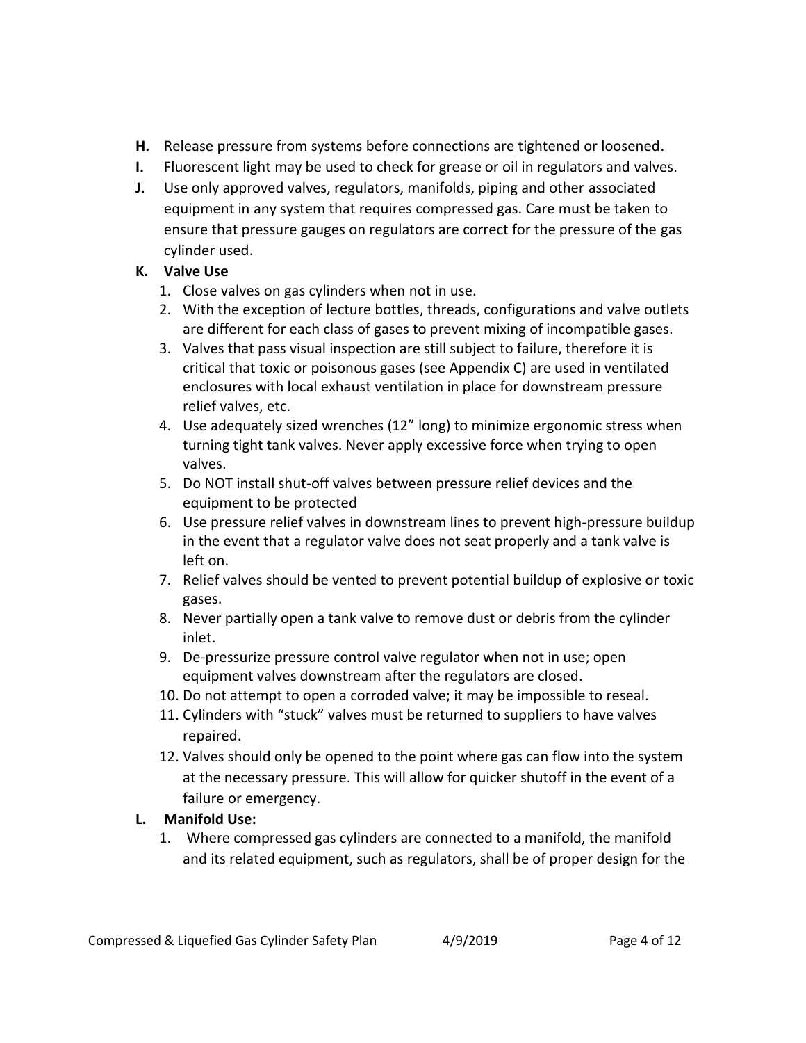**H.** Release pressure from systems before connections are tightened or loosened.

**I.** Fluorescent light may be used to check for grease or oil in regulators and valves.

**J.** Use only approved valves, regulators, manifolds, piping and other associated equipment in any system that requires compressed gas. Care must be taken to ensure that pressure gauges on regulators are correct for the pressure of the gas cylinder used.

**K. Valve Use**

1. Close valves on gas cylinders when not in use.
2. With the exception of lecture bottles, threads, configurations and valve outlets are different for each class of gases to prevent mixing of incompatible gases.
3. Valves that pass visual inspection are still subject to failure, therefore it is critical that toxic or poisonous gases (see Appendix C) are used in ventilated enclosures with local exhaust ventilation in place for downstream pressure relief valves, etc.
4. Use adequately sized wrenches (12" long) to minimize ergonomic stress when turning tight tank valves. Never apply excessive force when trying to open valves.
5. Do NOT install shut-off valves between pressure relief devices and the equipment to be protected
6. Use pressure relief valves in downstream lines to prevent high-pressure buildup in the event that a regulator valve does not seat properly and a tank valve is left on.
7. Relief valves should be vented to prevent potential buildup of explosive or toxic gases.
8. Never partially open a tank valve to remove dust or debris from the cylinder inlet.
9. De-pressurize pressure control valve regulator when not in use; open equipment valves downstream after the regulators are closed.
10. Do not attempt to open a corroded valve; it may be impossible to reseal.
11. Cylinders with "stuck" valves must be returned to suppliers to have valves repaired.
12. Valves should only be opened to the point where gas can flow into the system at the necessary pressure. This will allow for quicker shutoff in the event of a failure or emergency.

**L. Manifold Use:**

1. Where compressed gas cylinders are connected to a manifold, the manifold and its related equipment, such as regulators, shall be of proper design for the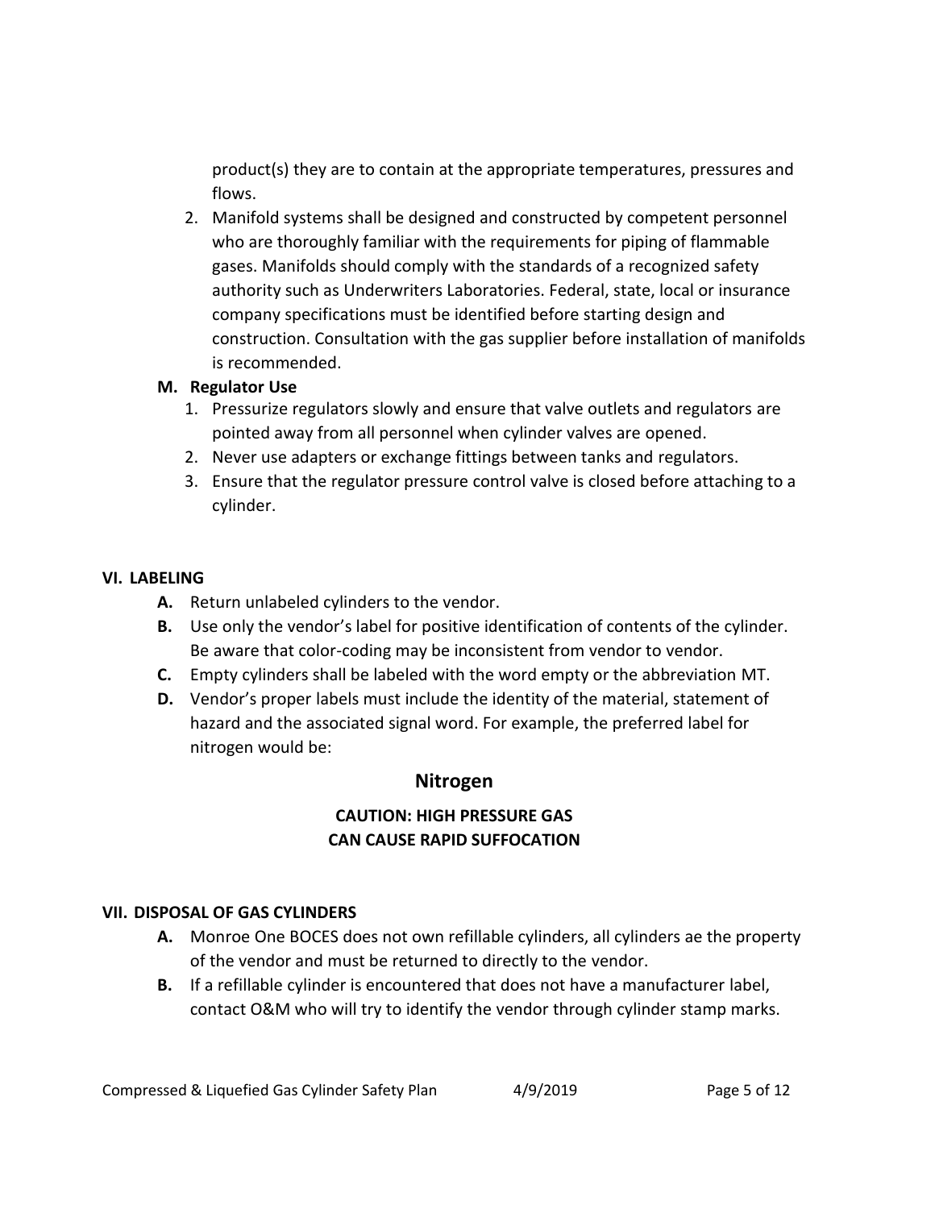product(s) they are to contain at the appropriate temperatures, pressures and flows.

2. Manifold systems shall be designed and constructed by competent personnel who are thoroughly familiar with the requirements for piping of flammable gases. Manifolds should comply with the standards of a recognized safety authority such as Underwriters Laboratories. Federal, state, local or insurance company specifications must be identified before starting design and construction. Consultation with the gas supplier before installation of manifolds is recommended.

**M. Regulator Use**

1. Pressurize regulators slowly and ensure that valve outlets and regulators are pointed away from all personnel when cylinder valves are opened.
2. Never use adapters or exchange fittings between tanks and regulators.
3. Ensure that the regulator pressure control valve is closed before attaching to a cylinder.

## VI. LABELING

**A.** Return unlabeled cylinders to the vendor.

**B.** Use only the vendor's label for positive identification of contents of the cylinder. Be aware that color-coding may be inconsistent from vendor to vendor.

**C.** Empty cylinders shall be labeled with the word empty or the abbreviation MT.

**D.** Vendor's proper labels must include the identity of the material, statement of hazard and the associated signal word. For example, the preferred label for nitrogen would be:

**Nitrogen**

**CAUTION: HIGH PRESSURE GAS**
**CAN CAUSE RAPID SUFFOCATION**

## VII. DISPOSAL OF GAS CYLINDERS

**A.** Monroe One BOCES does not own refillable cylinders, all cylinders ae the property of the vendor and must be returned to directly to the vendor.

**B.** If a refillable cylinder is encountered that does not have a manufacturer label, contact O&M who will try to identify the vendor through cylinder stamp marks.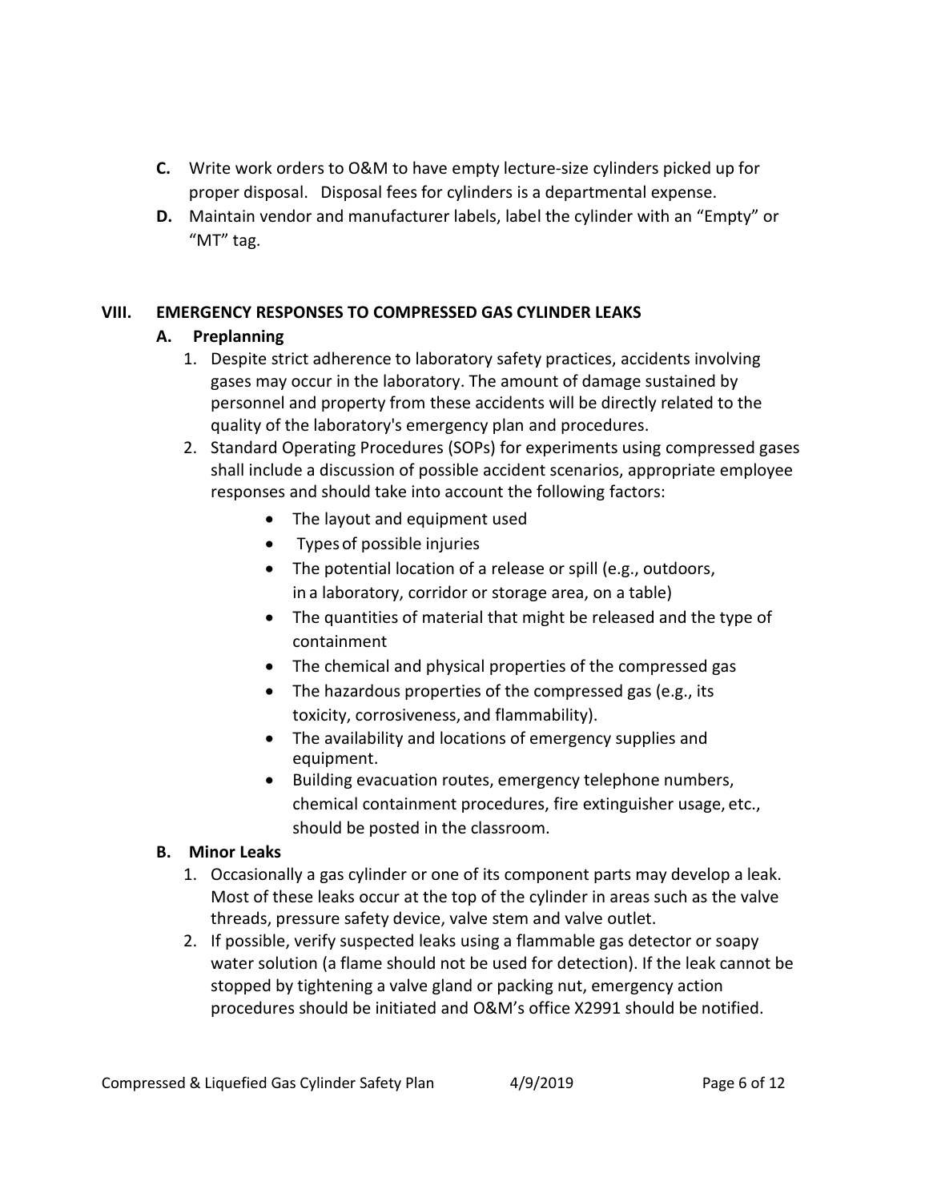**C.** Write work orders to O&M to have empty lecture-size cylinders picked up for proper disposal. Disposal fees for cylinders is a departmental expense.

**D.** Maintain vendor and manufacturer labels, label the cylinder with an "Empty" or "MT" tag.

## VIII. EMERGENCY RESPONSES TO COMPRESSED GAS CYLINDER LEAKS

### A. Preplanning

1. Despite strict adherence to laboratory safety practices, accidents involving gases may occur in the laboratory. The amount of damage sustained by personnel and property from these accidents will be directly related to the quality of the laboratory's emergency plan and procedures.
2. Standard Operating Procedures (SOPs) for experiments using compressed gases shall include a discussion of possible accident scenarios, appropriate employee responses and should take into account the following factors:
    - The layout and equipment used
    - Types of possible injuries
    - The potential location of a release or spill (e.g., outdoors, in a laboratory, corridor or storage area, on a table)
    - The quantities of material that might be released and the type of containment
    - The chemical and physical properties of the compressed gas
    - The hazardous properties of the compressed gas (e.g., its toxicity, corrosiveness, and flammability).
    - The availability and locations of emergency supplies and equipment.
    - Building evacuation routes, emergency telephone numbers, chemical containment procedures, fire extinguisher usage, etc., should be posted in the classroom.

### B. Minor Leaks

1. Occasionally a gas cylinder or one of its component parts may develop a leak. Most of these leaks occur at the top of the cylinder in areas such as the valve threads, pressure safety device, valve stem and valve outlet.
2. If possible, verify suspected leaks using a flammable gas detector or soapy water solution (a flame should not be used for detection). If the leak cannot be stopped by tightening a valve gland or packing nut, emergency action procedures should be initiated and O&M's office X2991 should be notified.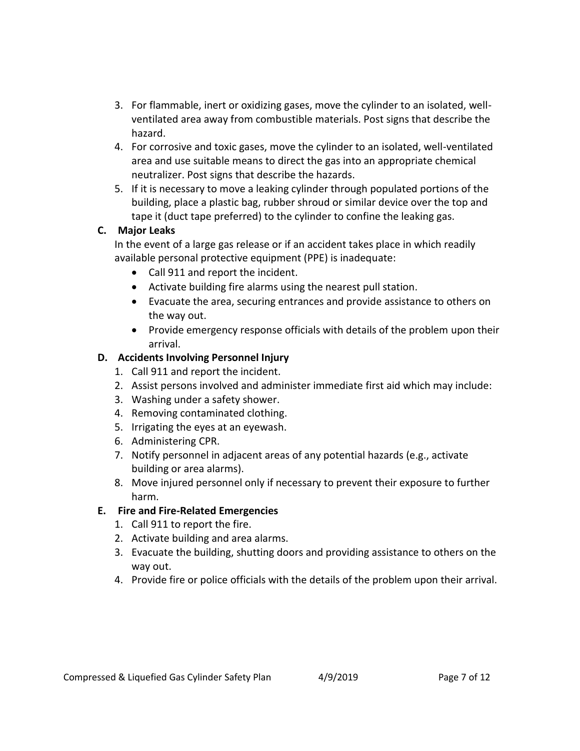3. For flammable, inert or oxidizing gases, move the cylinder to an isolated, well-ventilated area away from combustible materials. Post signs that describe the hazard.
4. For corrosive and toxic gases, move the cylinder to an isolated, well-ventilated area and use suitable means to direct the gas into an appropriate chemical neutralizer. Post signs that describe the hazards.
5. If it is necessary to move a leaking cylinder through populated portions of the building, place a plastic bag, rubber shroud or similar device over the top and tape it (duct tape preferred) to the cylinder to confine the leaking gas.

**C. Major Leaks**

In the event of a large gas release or if an accident takes place in which readily available personal protective equipment (PPE) is inadequate:

- Call 911 and report the incident.
- Activate building fire alarms using the nearest pull station.
- Evacuate the area, securing entrances and provide assistance to others on the way out.
- Provide emergency response officials with details of the problem upon their arrival.

**D. Accidents Involving Personnel Injury**

1. Call 911 and report the incident.
2. Assist persons involved and administer immediate first aid which may include:
3. Washing under a safety shower.
4. Removing contaminated clothing.
5. Irrigating the eyes at an eyewash.
6. Administering CPR.
7. Notify personnel in adjacent areas of any potential hazards (e.g., activate building or area alarms).
8. Move injured personnel only if necessary to prevent their exposure to further harm.

**E. Fire and Fire-Related Emergencies**

1. Call 911 to report the fire.
2. Activate building and area alarms.
3. Evacuate the building, shutting doors and providing assistance to others on the way out.
4. Provide fire or police officials with the details of the problem upon their arrival.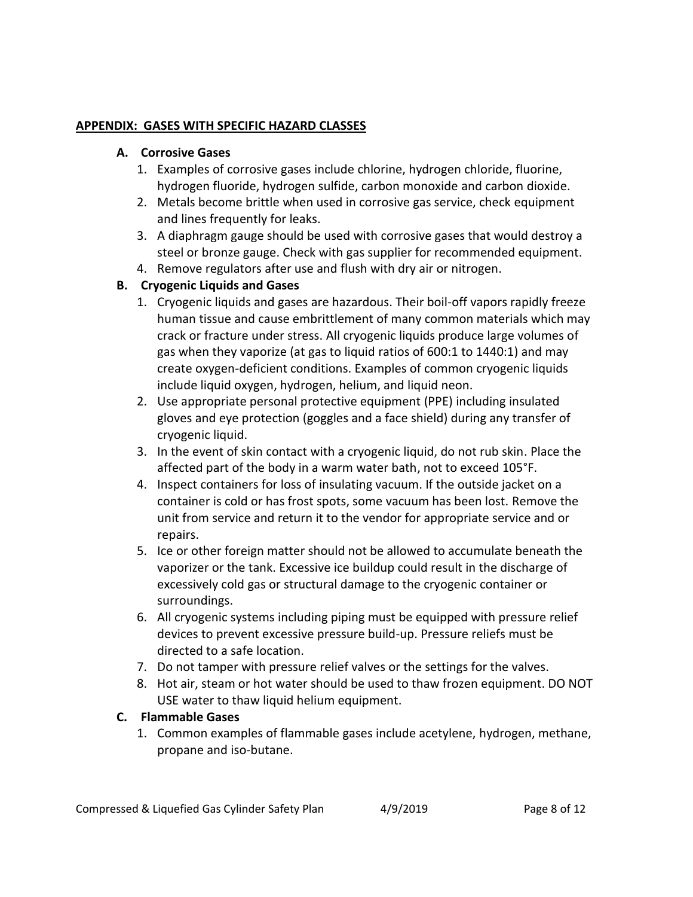## APPENDIX: GASES WITH SPECIFIC HAZARD CLASSES

### A. Corrosive Gases

1. Examples of corrosive gases include chlorine, hydrogen chloride, fluorine, hydrogen fluoride, hydrogen sulfide, carbon monoxide and carbon dioxide.
2. Metals become brittle when used in corrosive gas service, check equipment and lines frequently for leaks.
3. A diaphragm gauge should be used with corrosive gases that would destroy a steel or bronze gauge. Check with gas supplier for recommended equipment.
4. Remove regulators after use and flush with dry air or nitrogen.

### B. Cryogenic Liquids and Gases

1. Cryogenic liquids and gases are hazardous. Their boil-off vapors rapidly freeze human tissue and cause embrittlement of many common materials which may crack or fracture under stress. All cryogenic liquids produce large volumes of gas when they vaporize (at gas to liquid ratios of 600:1 to 1440:1) and may create oxygen-deficient conditions. Examples of common cryogenic liquids include liquid oxygen, hydrogen, helium, and liquid neon.
2. Use appropriate personal protective equipment (PPE) including insulated gloves and eye protection (goggles and a face shield) during any transfer of cryogenic liquid.
3. In the event of skin contact with a cryogenic liquid, do not rub skin. Place the affected part of the body in a warm water bath, not to exceed 105°F.
4. Inspect containers for loss of insulating vacuum. If the outside jacket on a container is cold or has frost spots, some vacuum has been lost. Remove the unit from service and return it to the vendor for appropriate service and or repairs.
5. Ice or other foreign matter should not be allowed to accumulate beneath the vaporizer or the tank. Excessive ice buildup could result in the discharge of excessively cold gas or structural damage to the cryogenic container or surroundings.
6. All cryogenic systems including piping must be equipped with pressure relief devices to prevent excessive pressure build-up. Pressure reliefs must be directed to a safe location.
7. Do not tamper with pressure relief valves or the settings for the valves.
8. Hot air, steam or hot water should be used to thaw frozen equipment. DO NOT USE water to thaw liquid helium equipment.

### C. Flammable Gases

1. Common examples of flammable gases include acetylene, hydrogen, methane, propane and iso-butane.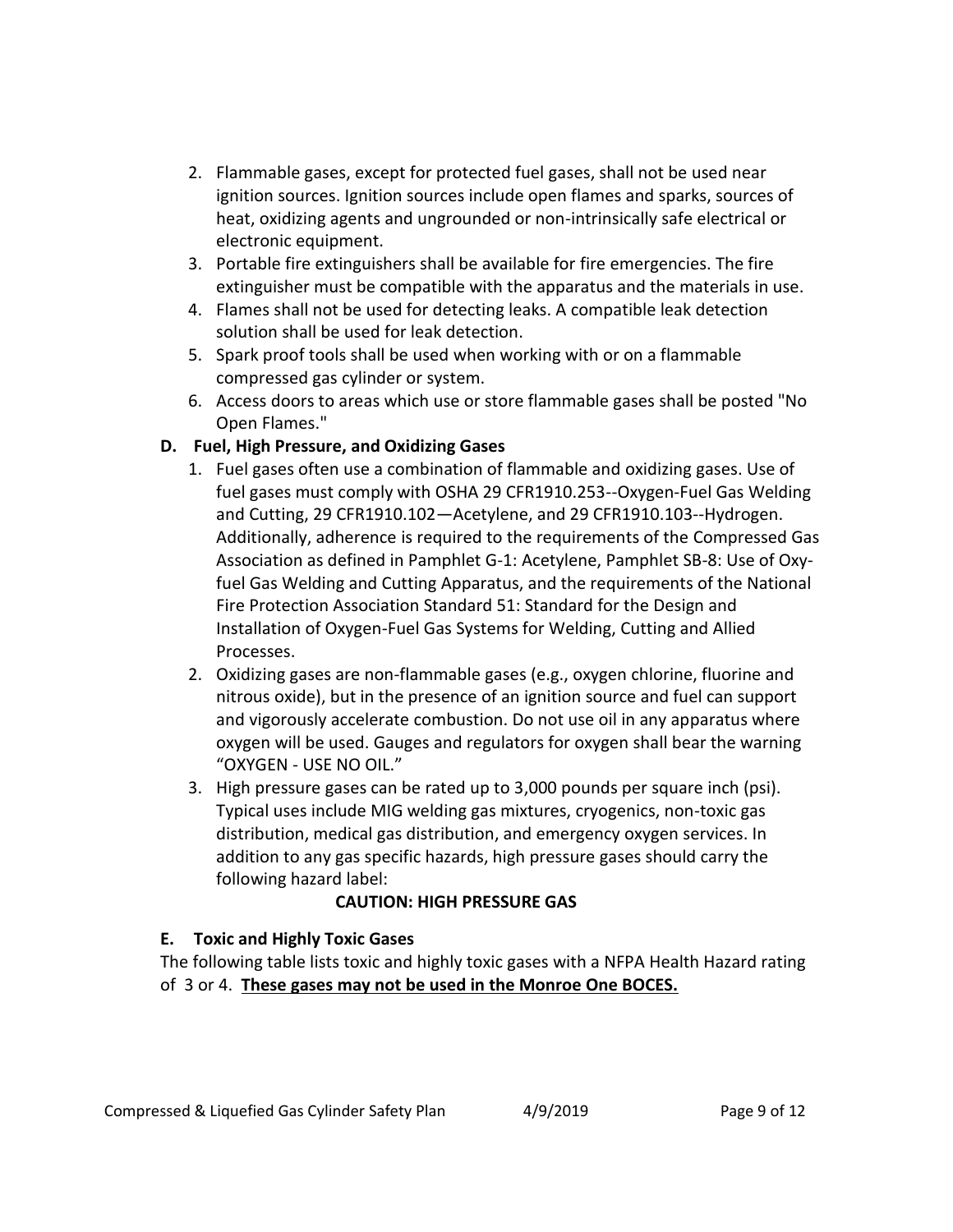2. Flammable gases, except for protected fuel gases, shall not be used near ignition sources. Ignition sources include open flames and sparks, sources of heat, oxidizing agents and ungrounded or non-intrinsically safe electrical or electronic equipment.
3. Portable fire extinguishers shall be available for fire emergencies. The fire extinguisher must be compatible with the apparatus and the materials in use.
4. Flames shall not be used for detecting leaks. A compatible leak detection solution shall be used for leak detection.
5. Spark proof tools shall be used when working with or on a flammable compressed gas cylinder or system.
6. Access doors to areas which use or store flammable gases shall be posted "No Open Flames."

**D. Fuel, High Pressure, and Oxidizing Gases**

1. Fuel gases often use a combination of flammable and oxidizing gases. Use of fuel gases must comply with OSHA 29 CFR1910.253--Oxygen-Fuel Gas Welding and Cutting, 29 CFR1910.102—Acetylene, and 29 CFR1910.103--Hydrogen. Additionally, adherence is required to the requirements of the Compressed Gas Association as defined in Pamphlet G-1: Acetylene, Pamphlet SB-8: Use of Oxy-fuel Gas Welding and Cutting Apparatus, and the requirements of the National Fire Protection Association Standard 51: Standard for the Design and Installation of Oxygen-Fuel Gas Systems for Welding, Cutting and Allied Processes.
2. Oxidizing gases are non-flammable gases (e.g., oxygen chlorine, fluorine and nitrous oxide), but in the presence of an ignition source and fuel can support and vigorously accelerate combustion. Do not use oil in any apparatus where oxygen will be used. Gauges and regulators for oxygen shall bear the warning "OXYGEN - USE NO OIL."
3. High pressure gases can be rated up to 3,000 pounds per square inch (psi). Typical uses include MIG welding gas mixtures, cryogenics, non-toxic gas distribution, medical gas distribution, and emergency oxygen services. In addition to any gas specific hazards, high pressure gases should carry the following hazard label:

   **CAUTION: HIGH PRESSURE GAS**

**E. Toxic and Highly Toxic Gases**

The following table lists toxic and highly toxic gases with a NFPA Health Hazard rating of 3 or 4. **<u>These gases may not be used in the Monroe One BOCES.</u>**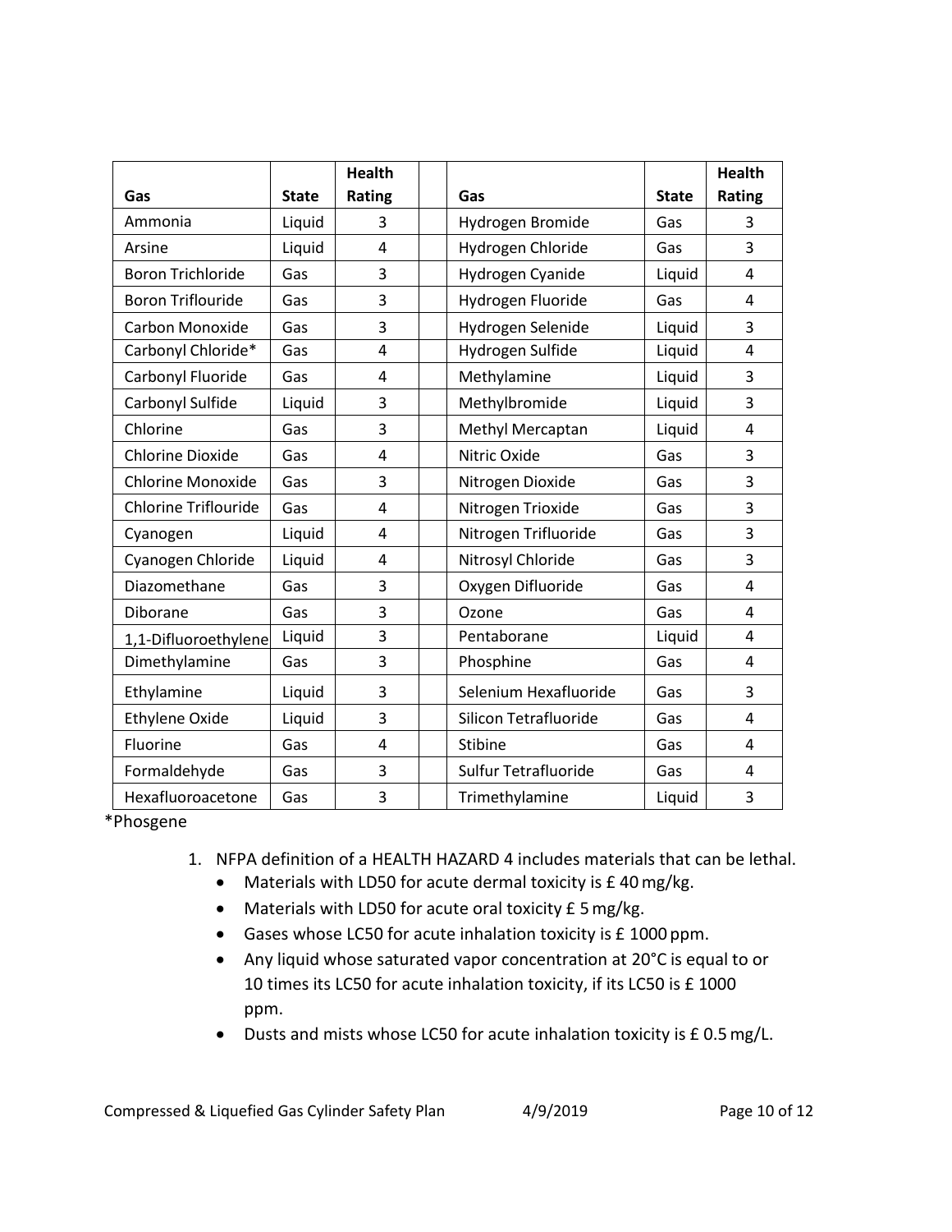| Gas | State | Health Rating | | Gas | State | Health Rating |
|---|---|---|---|---|---|---|
| Ammonia | Liquid | 3 | | Hydrogen Bromide | Gas | 3 |
| Arsine | Liquid | 4 | | Hydrogen Chloride | Gas | 3 |
| Boron Trichloride | Gas | 3 | | Hydrogen Cyanide | Liquid | 4 |
| Boron Triflouride | Gas | 3 | | Hydrogen Fluoride | Gas | 4 |
| Carbon Monoxide | Gas | 3 | | Hydrogen Selenide | Liquid | 3 |
| Carbonyl Chloride* | Gas | 4 | | Hydrogen Sulfide | Liquid | 4 |
| Carbonyl Fluoride | Gas | 4 | | Methylamine | Liquid | 3 |
| Carbonyl Sulfide | Liquid | 3 | | Methylbromide | Liquid | 3 |
| Chlorine | Gas | 3 | | Methyl Mercaptan | Liquid | 4 |
| Chlorine Dioxide | Gas | 4 | | Nitric Oxide | Gas | 3 |
| Chlorine Monoxide | Gas | 3 | | Nitrogen Dioxide | Gas | 3 |
| Chlorine Triflouride | Gas | 4 | | Nitrogen Trioxide | Gas | 3 |
| Cyanogen | Liquid | 4 | | Nitrogen Trifluoride | Gas | 3 |
| Cyanogen Chloride | Liquid | 4 | | Nitrosyl Chloride | Gas | 3 |
| Diazomethane | Gas | 3 | | Oxygen Difluoride | Gas | 4 |
| Diborane | Gas | 3 | | Ozone | Gas | 4 |
| 1,1-Difluoroethylene | Liquid | 3 | | Pentaborane | Liquid | 4 |
| Dimethylamine | Gas | 3 | | Phosphine | Gas | 4 |
| Ethylamine | Liquid | 3 | | Selenium Hexafluoride | Gas | 3 |
| Ethylene Oxide | Liquid | 3 | | Silicon Tetrafluoride | Gas | 4 |
| Fluorine | Gas | 4 | | Stibine | Gas | 4 |
| Formaldehyde | Gas | 3 | | Sulfur Tetrafluoride | Gas | 4 |
| Hexafluoroacetone | Gas | 3 | | Trimethylamine | Liquid | 3 |

*Phosgene

1. NFPA definition of a HEALTH HAZARD 4 includes materials that can be lethal.
   - Materials with LD50 for acute dermal toxicity is £ 40 mg/kg.
   - Materials with LD50 for acute oral toxicity £ 5 mg/kg.
   - Gases whose LC50 for acute inhalation toxicity is £ 1000 ppm.
   - Any liquid whose saturated vapor concentration at 20°C is equal to or 10 times its LC50 for acute inhalation toxicity, if its LC50 is £ 1000 ppm.
   - Dusts and mists whose LC50 for acute inhalation toxicity is £ 0.5 mg/L.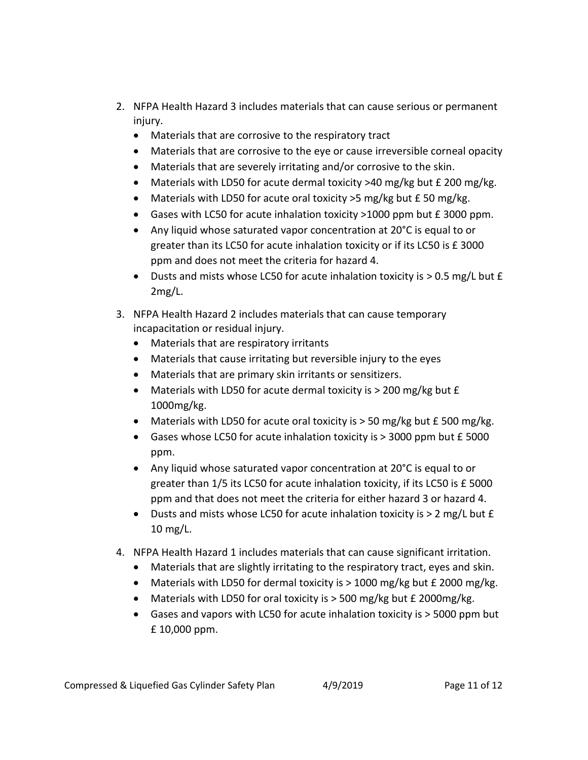2. NFPA Health Hazard 3 includes materials that can cause serious or permanent injury.
    - Materials that are corrosive to the respiratory tract
    - Materials that are corrosive to the eye or cause irreversible corneal opacity
    - Materials that are severely irritating and/or corrosive to the skin.
    - Materials with LD50 for acute dermal toxicity >40 mg/kg but £ 200 mg/kg.
    - Materials with LD50 for acute oral toxicity >5 mg/kg but £ 50 mg/kg.
    - Gases with LC50 for acute inhalation toxicity >1000 ppm but £ 3000 ppm.
    - Any liquid whose saturated vapor concentration at 20°C is equal to or greater than its LC50 for acute inhalation toxicity or if its LC50 is £ 3000 ppm and does not meet the criteria for hazard 4.
    - Dusts and mists whose LC50 for acute inhalation toxicity is > 0.5 mg/L but £ 2mg/L.
3. NFPA Health Hazard 2 includes materials that can cause temporary incapacitation or residual injury.
    - Materials that are respiratory irritants
    - Materials that cause irritating but reversible injury to the eyes
    - Materials that are primary skin irritants or sensitizers.
    - Materials with LD50 for acute dermal toxicity is > 200 mg/kg but £ 1000mg/kg.
    - Materials with LD50 for acute oral toxicity is > 50 mg/kg but £ 500 mg/kg.
    - Gases whose LC50 for acute inhalation toxicity is > 3000 ppm but £ 5000 ppm.
    - Any liquid whose saturated vapor concentration at 20°C is equal to or greater than 1/5 its LC50 for acute inhalation toxicity, if its LC50 is £ 5000 ppm and that does not meet the criteria for either hazard 3 or hazard 4.
    - Dusts and mists whose LC50 for acute inhalation toxicity is > 2 mg/L but £ 10 mg/L.
4. NFPA Health Hazard 1 includes materials that can cause significant irritation.
    - Materials that are slightly irritating to the respiratory tract, eyes and skin.
    - Materials with LD50 for dermal toxicity is > 1000 mg/kg but £ 2000 mg/kg.
    - Materials with LD50 for oral toxicity is > 500 mg/kg but £ 2000mg/kg.
    - Gases and vapors with LC50 for acute inhalation toxicity is > 5000 ppm but £ 10,000 ppm.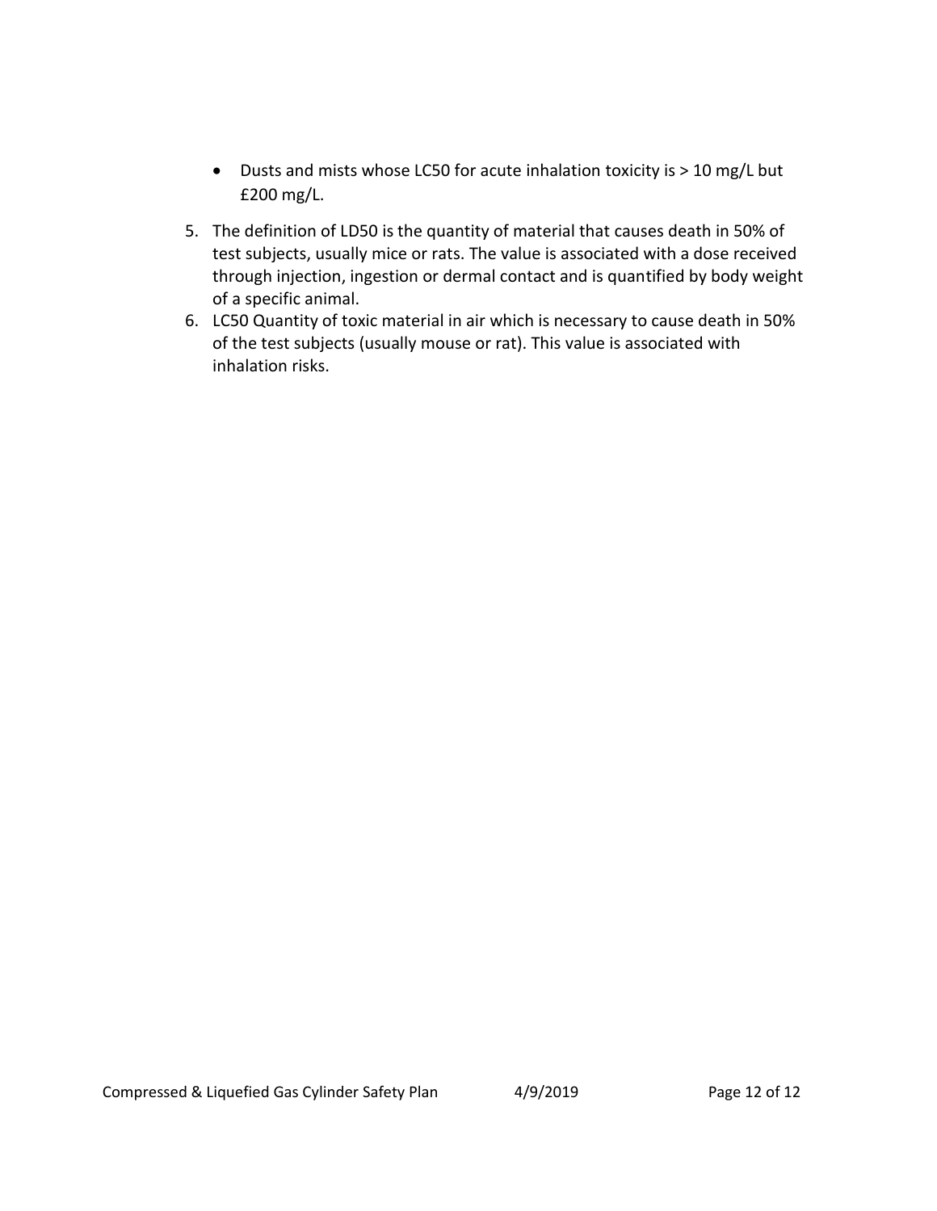- Dusts and mists whose LC50 for acute inhalation toxicity is > 10 mg/L but £200 mg/L.

5. The definition of LD50 is the quantity of material that causes death in 50% of test subjects, usually mice or rats. The value is associated with a dose received through injection, ingestion or dermal contact and is quantified by body weight of a specific animal.
6. LC50 Quantity of toxic material in air which is necessary to cause death in 50% of the test subjects (usually mouse or rat). This value is associated with inhalation risks.